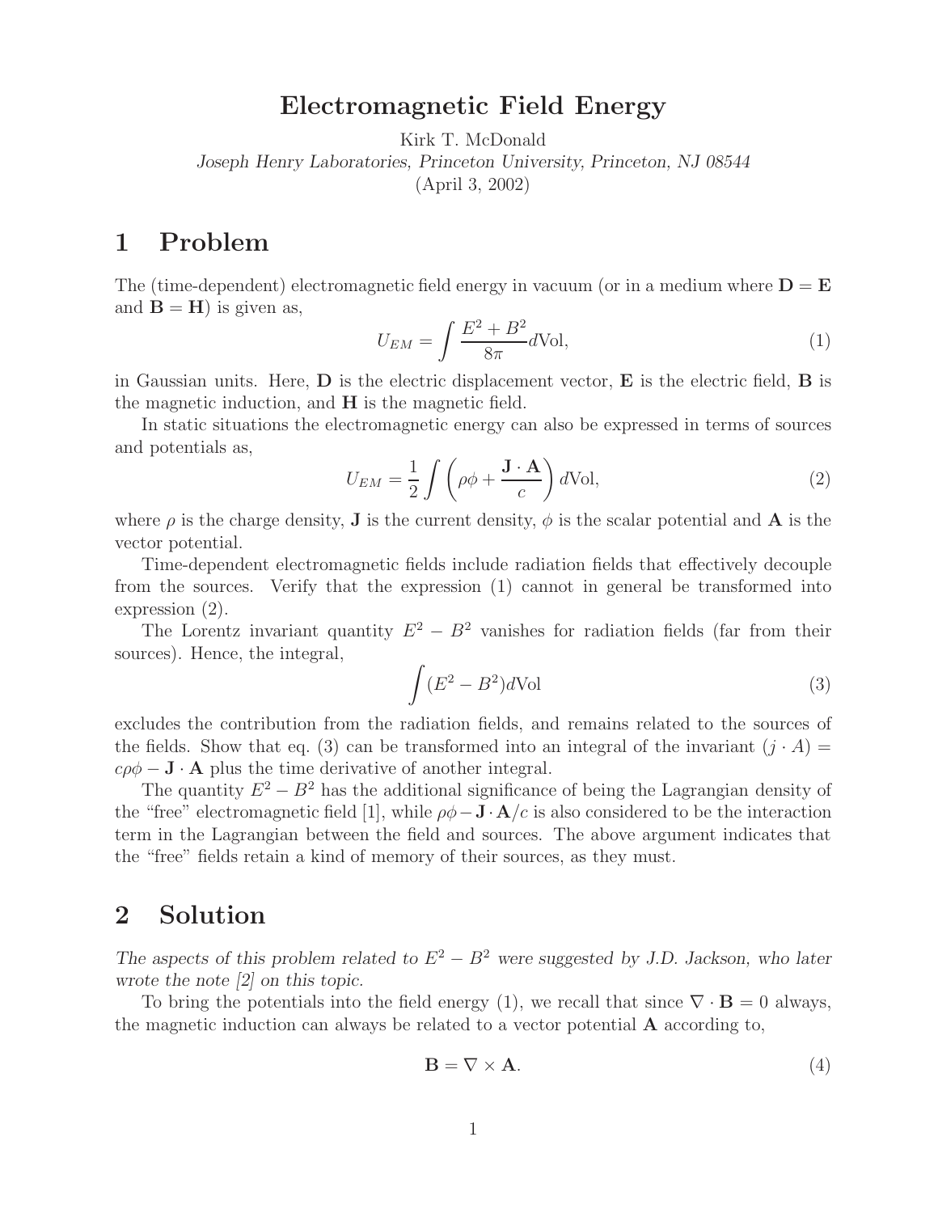# Electromagnetic Field Energy

Kirk T. McDonald

*Joseph Henry Laboratories, Princeton University, Princeton, NJ 08544*

(April 3, 2002)

## 1 Problem

The (time-dependent) electromagnetic field energy in vacuum (or in a medium where $\mathbf{D} = \mathbf{E}$ and $\mathbf{B} = \mathbf{H}$) is given as,

$$U_{EM} = \int \frac{E^2 + B^2}{8\pi} d\text{Vol}, \tag{1}$$

in Gaussian units. Here, $\mathbf{D}$ is the electric displacement vector, $\mathbf{E}$ is the electric field, $\mathbf{B}$ is the magnetic induction, and $\mathbf{H}$ is the magnetic field.

In static situations the electromagnetic energy can also be expressed in terms of sources and potentials as,

$$U_{EM} = \frac{1}{2} \int \left( \rho\phi + \frac{\mathbf{J} \cdot \mathbf{A}}{c} \right) d\text{Vol}, \tag{2}$$

where $\rho$ is the charge density, $\mathbf{J}$ is the current density, $\phi$ is the scalar potential and $\mathbf{A}$ is the vector potential.

Time-dependent electromagnetic fields include radiation fields that effectively decouple from the sources. Verify that the expression (1) cannot in general be transformed into expression (2).

The Lorentz invariant quantity $E^2 - B^2$ vanishes for radiation fields (far from their sources). Hence, the integral,

$$\int (E^2 - B^2) d\text{Vol} \tag{3}$$

excludes the contribution from the radiation fields, and remains related to the sources of the fields. Show that eq. (3) can be transformed into an integral of the invariant $(j \cdot A) = c\rho\phi - \mathbf{J} \cdot \mathbf{A}$ plus the time derivative of another integral.

The quantity $E^2 - B^2$ has the additional significance of being the Lagrangian density of the "free" electromagnetic field [1], while $\rho\phi - \mathbf{J} \cdot \mathbf{A}/c$ is also considered to be the interaction term in the Lagrangian between the field and sources. The above argument indicates that the "free" fields retain a kind of memory of their sources, as they must.

## 2 Solution

*The aspects of this problem related to $E^2 - B^2$ were suggested by J.D. Jackson, who later wrote the note [2] on this topic.*

To bring the potentials into the field energy (1), we recall that since $\nabla \cdot \mathbf{B} = 0$ always, the magnetic induction can always be related to a vector potential $\mathbf{A}$ according to,

$$\mathbf{B} = \nabla \times \mathbf{A}. \tag{4}$$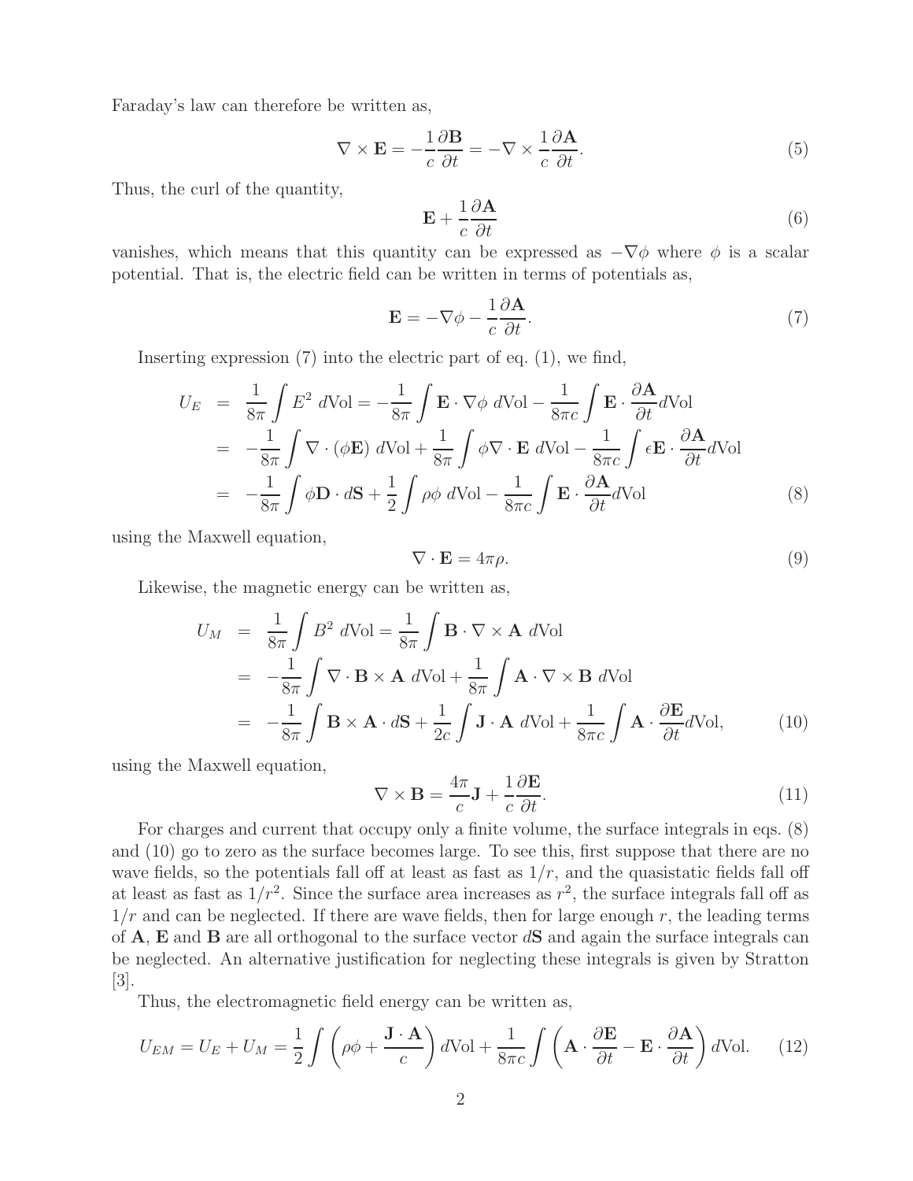Faraday's law can therefore be written as,

$$\nabla \times \mathbf{E} = -\frac{1}{c}\frac{\partial \mathbf{B}}{\partial t} = -\nabla \times \frac{1}{c}\frac{\partial \mathbf{A}}{\partial t}. \tag{5}$$

Thus, the curl of the quantity,

$$\mathbf{E} + \frac{1}{c}\frac{\partial \mathbf{A}}{\partial t} \tag{6}$$

vanishes, which means that this quantity can be expressed as $-\nabla\phi$ where $\phi$ is a scalar potential. That is, the electric field can be written in terms of potentials as,

$$\mathbf{E} = -\nabla\phi - \frac{1}{c}\frac{\partial \mathbf{A}}{\partial t}. \tag{7}$$

Inserting expression (7) into the electric part of eq. (1), we find,

$$\begin{aligned}
U_E &= \frac{1}{8\pi}\int E^2 \, d\text{Vol} = -\frac{1}{8\pi}\int \mathbf{E}\cdot\nabla\phi \, d\text{Vol} - \frac{1}{8\pi c}\int \mathbf{E}\cdot\frac{\partial \mathbf{A}}{\partial t} d\text{Vol} \\
&= -\frac{1}{8\pi}\int \nabla\cdot(\phi\mathbf{E}) \, d\text{Vol} + \frac{1}{8\pi}\int \phi\nabla\cdot\mathbf{E} \, d\text{Vol} - \frac{1}{8\pi c}\int \epsilon\mathbf{E}\cdot\frac{\partial \mathbf{A}}{\partial t} d\text{Vol} \\
&= -\frac{1}{8\pi}\int \phi\mathbf{D}\cdot d\mathbf{S} + \frac{1}{2}\int \rho\phi \, d\text{Vol} - \frac{1}{8\pi c}\int \mathbf{E}\cdot\frac{\partial \mathbf{A}}{\partial t} d\text{Vol}
\end{aligned} \tag{8}$$

using the Maxwell equation,

$$\nabla\cdot\mathbf{E} = 4\pi\rho. \tag{9}$$

Likewise, the magnetic energy can be written as,

$$\begin{aligned}
U_M &= \frac{1}{8\pi}\int B^2 \, d\text{Vol} = \frac{1}{8\pi}\int \mathbf{B}\cdot\nabla\times\mathbf{A} \, d\text{Vol} \\
&= -\frac{1}{8\pi}\int \nabla\cdot\mathbf{B}\times\mathbf{A} \, d\text{Vol} + \frac{1}{8\pi}\int \mathbf{A}\cdot\nabla\times\mathbf{B} \, d\text{Vol} \\
&= -\frac{1}{8\pi}\int \mathbf{B}\times\mathbf{A}\cdot d\mathbf{S} + \frac{1}{2c}\int \mathbf{J}\cdot\mathbf{A} \, d\text{Vol} + \frac{1}{8\pi c}\int \mathbf{A}\cdot\frac{\partial \mathbf{E}}{\partial t} d\text{Vol},
\end{aligned} \tag{10}$$

using the Maxwell equation,

$$\nabla\times\mathbf{B} = \frac{4\pi}{c}\mathbf{J} + \frac{1}{c}\frac{\partial \mathbf{E}}{\partial t}. \tag{11}$$

For charges and current that occupy only a finite volume, the surface integrals in eqs. (8) and (10) go to zero as the surface becomes large. To see this, first suppose that there are no wave fields, so the potentials fall off at least as fast as $1/r$, and the quasistatic fields fall off at least as fast as $1/r^2$. Since the surface area increases as $r^2$, the surface integrals fall off as $1/r$ and can be neglected. If there are wave fields, then for large enough $r$, the leading terms of $\mathbf{A}$, $\mathbf{E}$ and $\mathbf{B}$ are all orthogonal to the surface vector $d\mathbf{S}$ and again the surface integrals can be neglected. An alternative justification for neglecting these integrals is given by Stratton [3].

Thus, the electromagnetic field energy can be written as,

$$U_{EM} = U_E + U_M = \frac{1}{2}\int \left(\rho\phi + \frac{\mathbf{J}\cdot\mathbf{A}}{c}\right) d\text{Vol} + \frac{1}{8\pi c}\int \left(\mathbf{A}\cdot\frac{\partial \mathbf{E}}{\partial t} - \mathbf{E}\cdot\frac{\partial \mathbf{A}}{\partial t}\right) d\text{Vol}. \tag{12}$$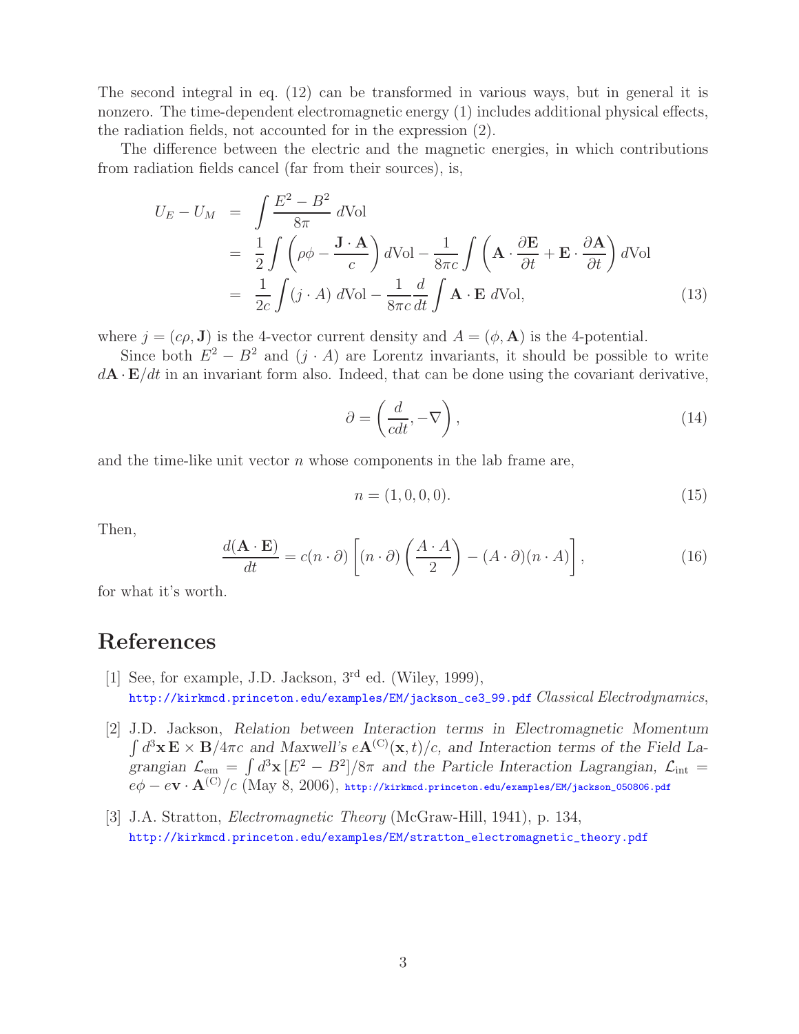The second integral in eq. (12) can be transformed in various ways, but in general it is nonzero. The time-dependent electromagnetic energy (1) includes additional physical effects, the radiation fields, not accounted for in the expression (2).

The difference between the electric and the magnetic energies, in which contributions from radiation fields cancel (far from their sources), is,

$$
\begin{aligned}
U_E - U_M &= \int \frac{E^2 - B^2}{8\pi}\, d\text{Vol} \\
&= \frac{1}{2}\int \left(\rho\phi - \frac{\mathbf{J}\cdot\mathbf{A}}{c}\right) d\text{Vol} - \frac{1}{8\pi c}\int \left(\mathbf{A}\cdot\frac{\partial \mathbf{E}}{\partial t} + \mathbf{E}\cdot\frac{\partial \mathbf{A}}{\partial t}\right) d\text{Vol} \\
&= \frac{1}{2c}\int (j\cdot A)\, d\text{Vol} - \frac{1}{8\pi c}\frac{d}{dt}\int \mathbf{A}\cdot\mathbf{E}\, d\text{Vol},
\end{aligned}
\tag{13}
$$

where $j = (c\rho, \mathbf{J})$ is the 4-vector current density and $A = (\phi, \mathbf{A})$ is the 4-potential.

Since both $E^2 - B^2$ and $(j \cdot A)$ are Lorentz invariants, it should be possible to write $d\mathbf{A}\cdot\mathbf{E}/dt$ in an invariant form also. Indeed, that can be done using the covariant derivative,

$$
\partial = \left(\frac{d}{cdt}, -\nabla\right), \tag{14}
$$

and the time-like unit vector $n$ whose components in the lab frame are,

$$
n = (1, 0, 0, 0). \tag{15}
$$

Then,

$$
\frac{d(\mathbf{A}\cdot\mathbf{E})}{dt} = c(n\cdot\partial)\left[(n\cdot\partial)\left(\frac{A\cdot A}{2}\right) - (A\cdot\partial)(n\cdot A)\right], \tag{16}
$$

for what it's worth.

# References

[1] See, for example, J.D. Jackson, 3rd ed. (Wiley, 1999), http://kirkmcd.princeton.edu/examples/EM/jackson_ce3_99.pdf *Classical Electrodynamics*,

[2] J.D. Jackson, *Relation between Interaction terms in Electromagnetic Momentum $\int d^3\mathbf{x}\,\mathbf{E}\times\mathbf{B}/4\pi c$ and Maxwell's $e\mathbf{A}^{(C)}(\mathbf{x},t)/c$, and Interaction terms of the Field Lagrangian $\mathcal{L}_{\text{em}} = \int d^3\mathbf{x}\,[E^2 - B^2]/8\pi$ and the Particle Interaction Lagrangian, $\mathcal{L}_{\text{int}} = e\phi - e\mathbf{v}\cdot\mathbf{A}^{(C)}/c$* (May 8, 2006), http://kirkmcd.princeton.edu/examples/EM/jackson_050806.pdf

[3] J.A. Stratton, *Electromagnetic Theory* (McGraw-Hill, 1941), p. 134, http://kirkmcd.princeton.edu/examples/EM/stratton_electromagnetic_theory.pdf